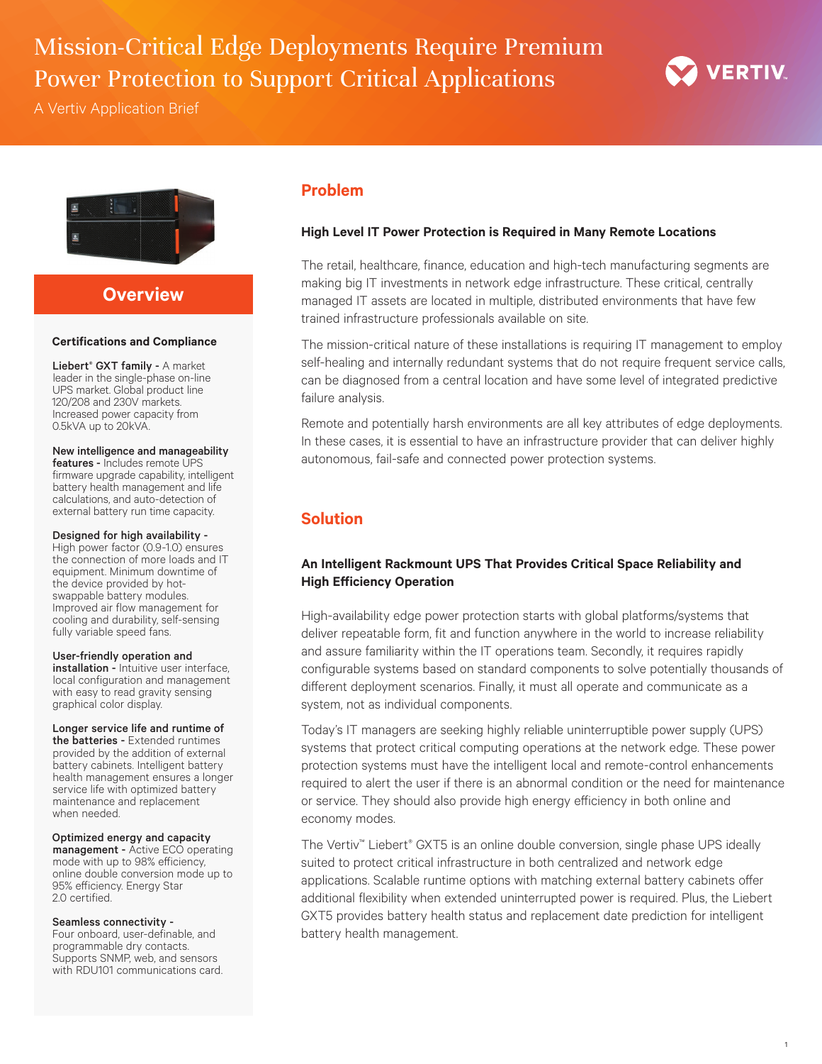# Mission-Critical Edge Deployments Require Premium Power Protection to Support Critical Applications

A Vertiv Application Brief

## Overview

### Certifications and Compliance

**Liebert® GXT family -** A market leader in the single-phase on-line UPS market. Global product line 120/208 and 230V markets. Increased power capacity from 0.5kVA up to 20kVA.

**New intelligence and manageability features -** Includes remote UPS firmware upgrade capability, intelligent battery health management and life calculations, and auto-detection of external battery run time capacity.

**Designed for high availability -** High power factor (0.9-1.0) ensures the connection of more loads and IT equipment. Minimum downtime of the device provided by hot-swappable battery modules. Improved air flow management for cooling and durability, self-sensing fully variable speed fans.

**User-friendly operation and installation -** Intuitive user interface, local configuration and management with easy to read gravity sensing graphical color display.

**Longer service life and runtime of the batteries -** Extended runtimes provided by the addition of external battery cabinets. Intelligent battery health management ensures a longer service life with optimized battery maintenance and replacement when needed.

**Optimized energy and capacity management -** Active ECO operating mode with up to 98% efficiency, online double conversion mode up to 95% efficiency. Energy Star 2.0 certified.

**Seamless connectivity -** Four onboard, user-definable, and programmable dry contacts. Supports SNMP, web, and sensors with RDU101 communications card.

## Problem

### High Level IT Power Protection is Required in Many Remote Locations

The retail, healthcare, finance, education and high-tech manufacturing segments are making big IT investments in network edge infrastructure. These critical, centrally managed IT assets are located in multiple, distributed environments that have few trained infrastructure professionals available on site.

The mission-critical nature of these installations is requiring IT management to employ self-healing and internally redundant systems that do not require frequent service calls, can be diagnosed from a central location and have some level of integrated predictive failure analysis.

Remote and potentially harsh environments are all key attributes of edge deployments. In these cases, it is essential to have an infrastructure provider that can deliver highly autonomous, fail-safe and connected power protection systems.

## Solution

### An Intelligent Rackmount UPS That Provides Critical Space Reliability and High Efficiency Operation

High-availability edge power protection starts with global platforms/systems that deliver repeatable form, fit and function anywhere in the world to increase reliability and assure familiarity within the IT operations team. Secondly, it requires rapidly configurable systems based on standard components to solve potentially thousands of different deployment scenarios. Finally, it must all operate and communicate as a system, not as individual components.

Today's IT managers are seeking highly reliable uninterruptible power supply (UPS) systems that protect critical computing operations at the network edge. These power protection systems must have the intelligent local and remote-control enhancements required to alert the user if there is an abnormal condition or the need for maintenance or service. They should also provide high energy efficiency in both online and economy modes.

The Vertiv™ Liebert® GXT5 is an online double conversion, single phase UPS ideally suited to protect critical infrastructure in both centralized and network edge applications. Scalable runtime options with matching external battery cabinets offer additional flexibility when extended uninterrupted power is required. Plus, the Liebert GXT5 provides battery health status and replacement date prediction for intelligent battery health management.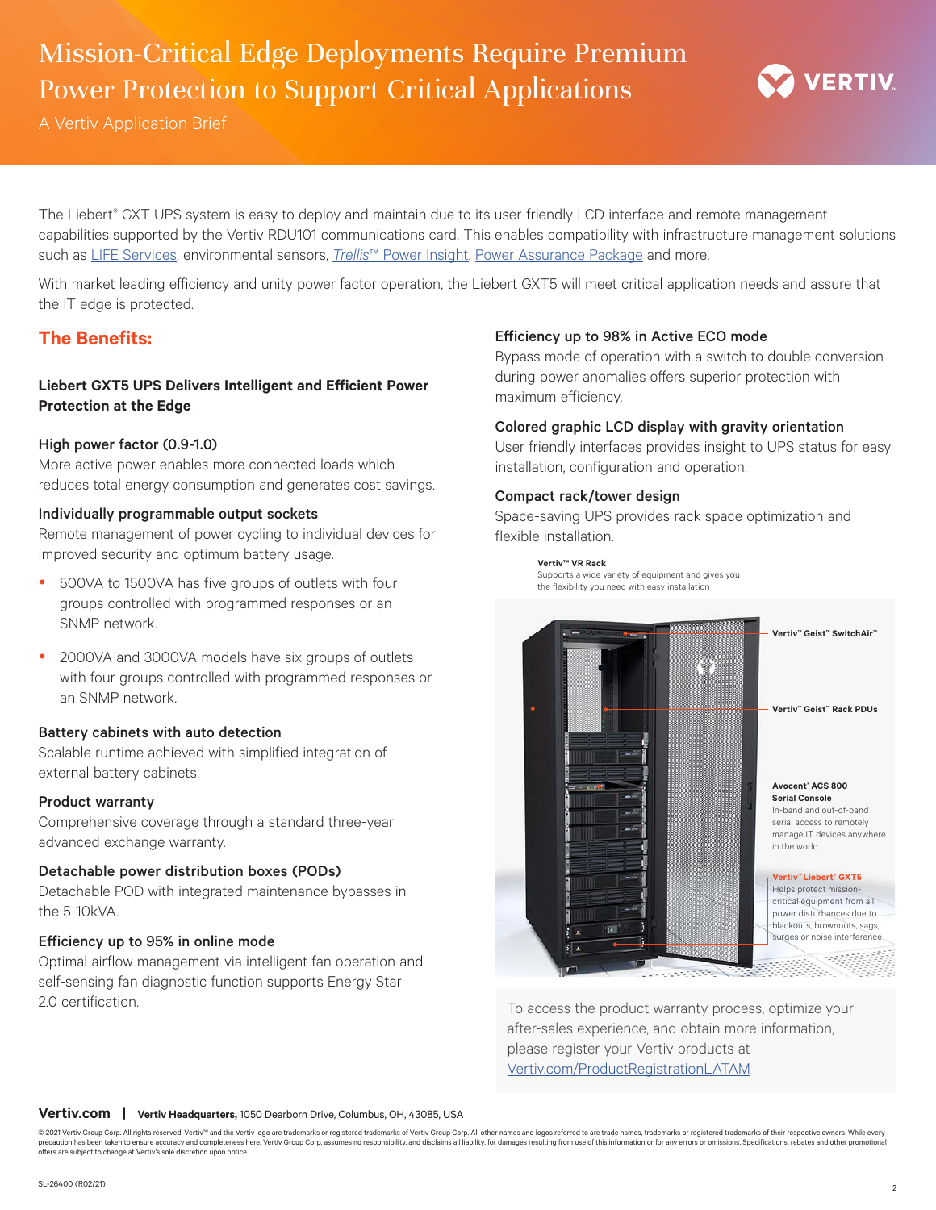# Mission-Critical Edge Deployments Require Premium Power Protection to Support Critical Applications

A Vertiv Application Brief

The Liebert® GXT UPS system is easy to deploy and maintain due to its user-friendly LCD interface and remote management capabilities supported by the Vertiv RDU101 communications card. This enables compatibility with infrastructure management solutions such as LIFE Services, environmental sensors, *Trellis*™ Power Insight, Power Assurance Package and more.

With market leading efficiency and unity power factor operation, the Liebert GXT5 will meet critical application needs and assure that the IT edge is protected.

## The Benefits:

### Liebert GXT5 UPS Delivers Intelligent and Efficient Power Protection at the Edge

**High power factor (0.9-1.0)**
More active power enables more connected loads which reduces total energy consumption and generates cost savings.

**Individually programmable output sockets**
Remote management of power cycling to individual devices for improved security and optimum battery usage.

- 500VA to 1500VA has five groups of outlets with four groups controlled with programmed responses or an SNMP network.
- 2000VA and 3000VA models have six groups of outlets with four groups controlled with programmed responses or an SNMP network.

**Battery cabinets with auto detection**
Scalable runtime achieved with simplified integration of external battery cabinets.

**Product warranty**
Comprehensive coverage through a standard three-year advanced exchange warranty.

**Detachable power distribution boxes (PODs)**
Detachable POD with integrated maintenance bypasses in the 5-10kVA.

**Efficiency up to 95% in online mode**
Optimal airflow management via intelligent fan operation and self-sensing fan diagnostic function supports Energy Star 2.0 certification.

**Efficiency up to 98% in Active ECO mode**
Bypass mode of operation with a switch to double conversion during power anomalies offers superior protection with maximum efficiency.

**Colored graphic LCD display with gravity orientation**
User friendly interfaces provides insight to UPS status for easy installation, configuration and operation.

**Compact rack/tower design**
Space-saving UPS provides rack space optimization and flexible installation.

**Vertiv™ VR Rack**
Supports a wide variety of equipment and gives you the flexibility you need with easy installation

**Vertiv™ Geist™ SwitchAir™**

**Vertiv™ Geist™ Rack PDUs**

**Avocent® ACS 800 Serial Console**
In-band and out-of-band serial access to remotely manage IT devices anywhere in the world

**Vertiv™ Liebert® GXT5**
Helps protect mission-critical equipment from all power disturbances due to blackouts, brownouts, sags, surges or noise interference

To access the product warranty process, optimize your after-sales experience, and obtain more information, please register your Vertiv products at Vertiv.com/ProductRegistrationLATAM

**Vertiv.com** | **Vertiv Headquarters,** 1050 Dearborn Drive, Columbus, OH, 43085, USA

© 2021 Vertiv Group Corp. All rights reserved. Vertiv™ and the Vertiv logo are trademarks or registered trademarks of Vertiv Group Corp. All other names and logos referred to are trade names, trademarks or registered trademarks of their respective owners. While every precaution has been taken to ensure accuracy and completeness here, Vertiv Group Corp. assumes no responsibility, and disclaims all liability, for damages resulting from use of this information or for any errors or omissions. Specifications, rebates and other promotional offers are subject to change at Vertiv's sole discretion upon notice.

SL-26400 (R02/21)